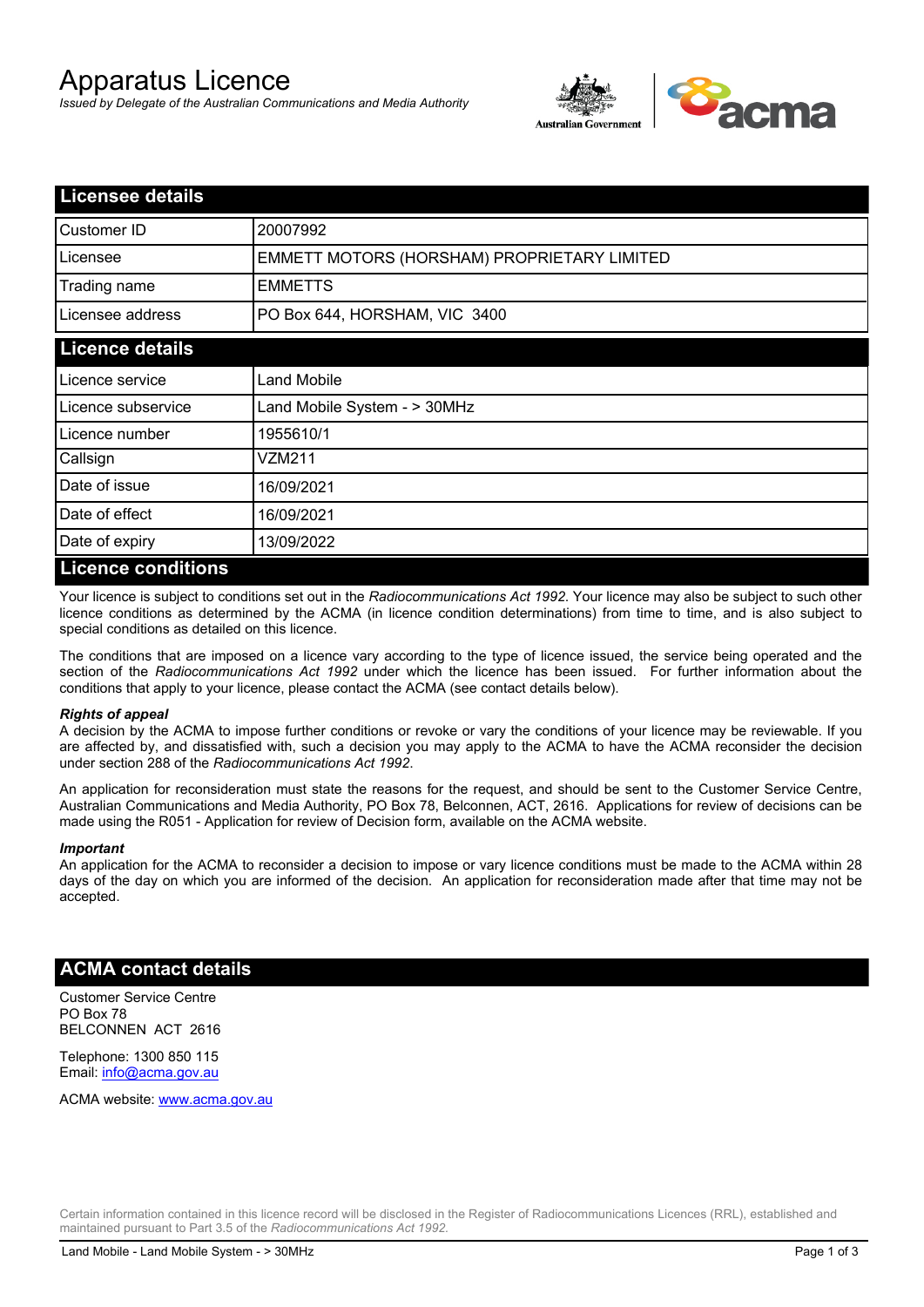# Apparatus Licence

*Issued by Delegate of the Australian Communications and Media Authority*

## Licensee details

| | |
|---|---|
| Customer ID | 20007992 |
| Licensee | EMMETT MOTORS (HORSHAM) PROPRIETARY LIMITED |
| Trading name | EMMETTS |
| Licensee address | PO Box 644, HORSHAM, VIC 3400 |

## Licence details

| | |
|---|---|
| Licence service | Land Mobile |
| Licence subservice | Land Mobile System - > 30MHz |
| Licence number | 1955610/1 |
| Callsign | VZM211 |
| Date of issue | 16/09/2021 |
| Date of effect | 16/09/2021 |
| Date of expiry | 13/09/2022 |

## Licence conditions

Your licence is subject to conditions set out in the *Radiocommunications Act 1992*. Your licence may also be subject to such other licence conditions as determined by the ACMA (in licence condition determinations) from time to time, and is also subject to special conditions as detailed on this licence.

The conditions that are imposed on a licence vary according to the type of licence issued, the service being operated and the section of the *Radiocommunications Act 1992* under which the licence has been issued. For further information about the conditions that apply to your licence, please contact the ACMA (see contact details below).

***Rights of appeal***

A decision by the ACMA to impose further conditions or revoke or vary the conditions of your licence may be reviewable. If you are affected by, and dissatisfied with, such a decision you may apply to the ACMA to have the ACMA reconsider the decision under section 288 of the *Radiocommunications Act 1992*.

An application for reconsideration must state the reasons for the request, and should be sent to the Customer Service Centre, Australian Communications and Media Authority, PO Box 78, Belconnen, ACT, 2616. Applications for review of decisions can be made using the R051 - Application for review of Decision form, available on the ACMA website.

***Important***

An application for the ACMA to reconsider a decision to impose or vary licence conditions must be made to the ACMA within 28 days of the day on which you are informed of the decision. An application for reconsideration made after that time may not be accepted.

## ACMA contact details

Customer Service Centre
PO Box 78
BELCONNEN ACT 2616

Telephone: 1300 850 115
Email: info@acma.gov.au

ACMA website: www.acma.gov.au

Certain information contained in this licence record will be disclosed in the Register of Radiocommunications Licences (RRL), established and maintained pursuant to Part 3.5 of the *Radiocommunications Act 1992.*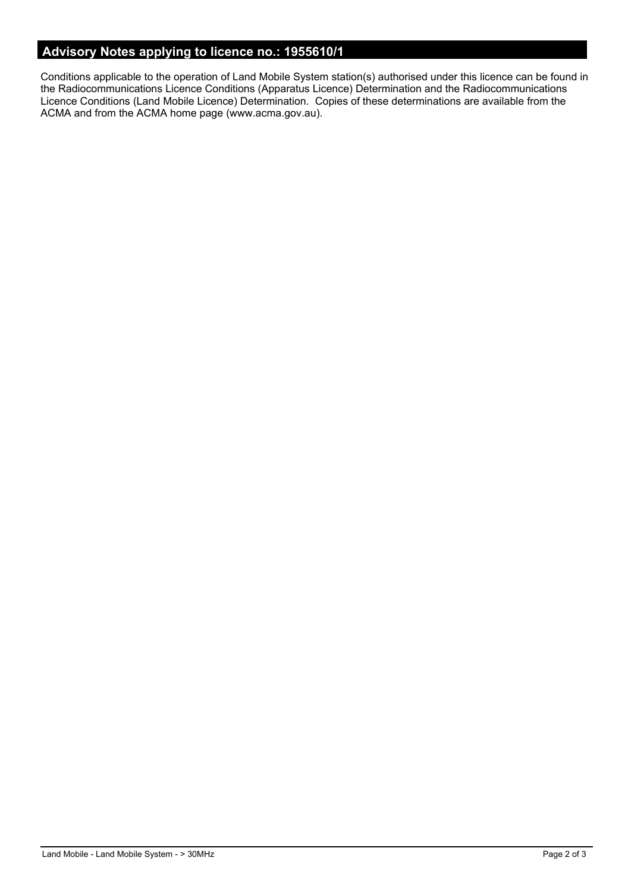## Advisory Notes applying to licence no.: 1955610/1

Conditions applicable to the operation of Land Mobile System station(s) authorised under this licence can be found in the Radiocommunications Licence Conditions (Apparatus Licence) Determination and the Radiocommunications Licence Conditions (Land Mobile Licence) Determination. Copies of these determinations are available from the ACMA and from the ACMA home page (www.acma.gov.au).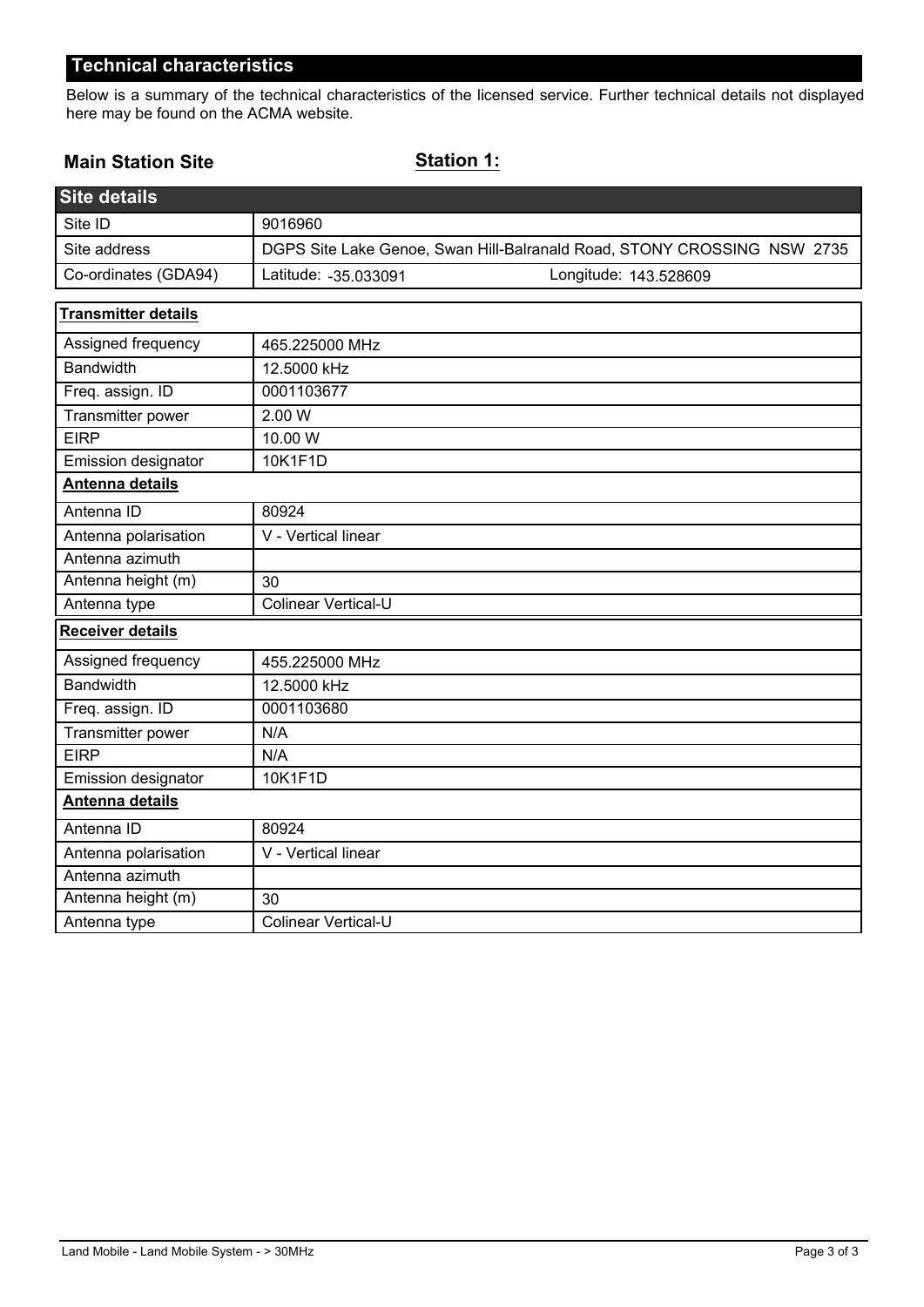## Technical characteristics

Below is a summary of the technical characteristics of the licensed service. Further technical details not displayed here may be found on the ACMA website.

**Main Station Site** **Station 1:**

| Site details | | |
|---|---|---|
| Site ID | 9016960 | |
| Site address | DGPS Site Lake Genoe, Swan Hill-Balranald Road, STONY CROSSING NSW 2735 | |
| Co-ordinates (GDA94) | Latitude: -35.033091 | Longitude: 143.528609 |

| **Transmitter details** | |
|---|---|
| Assigned frequency | 465.225000 MHz |
| Bandwidth | 12.5000 kHz |
| Freq. assign. ID | 0001103677 |
| Transmitter power | 2.00 W |
| EIRP | 10.00 W |
| Emission designator | 10K1F1D |
| **Antenna details** | |
| Antenna ID | 80924 |
| Antenna polarisation | V - Vertical linear |
| Antenna azimuth | |
| Antenna height (m) | 30 |
| Antenna type | Colinear Vertical-U |

| **Receiver details** | |
|---|---|
| Assigned frequency | 455.225000 MHz |
| Bandwidth | 12.5000 kHz |
| Freq. assign. ID | 0001103680 |
| Transmitter power | N/A |
| EIRP | N/A |
| Emission designator | 10K1F1D |
| **Antenna details** | |
| Antenna ID | 80924 |
| Antenna polarisation | V - Vertical linear |
| Antenna azimuth | |
| Antenna height (m) | 30 |
| Antenna type | Colinear Vertical-U |